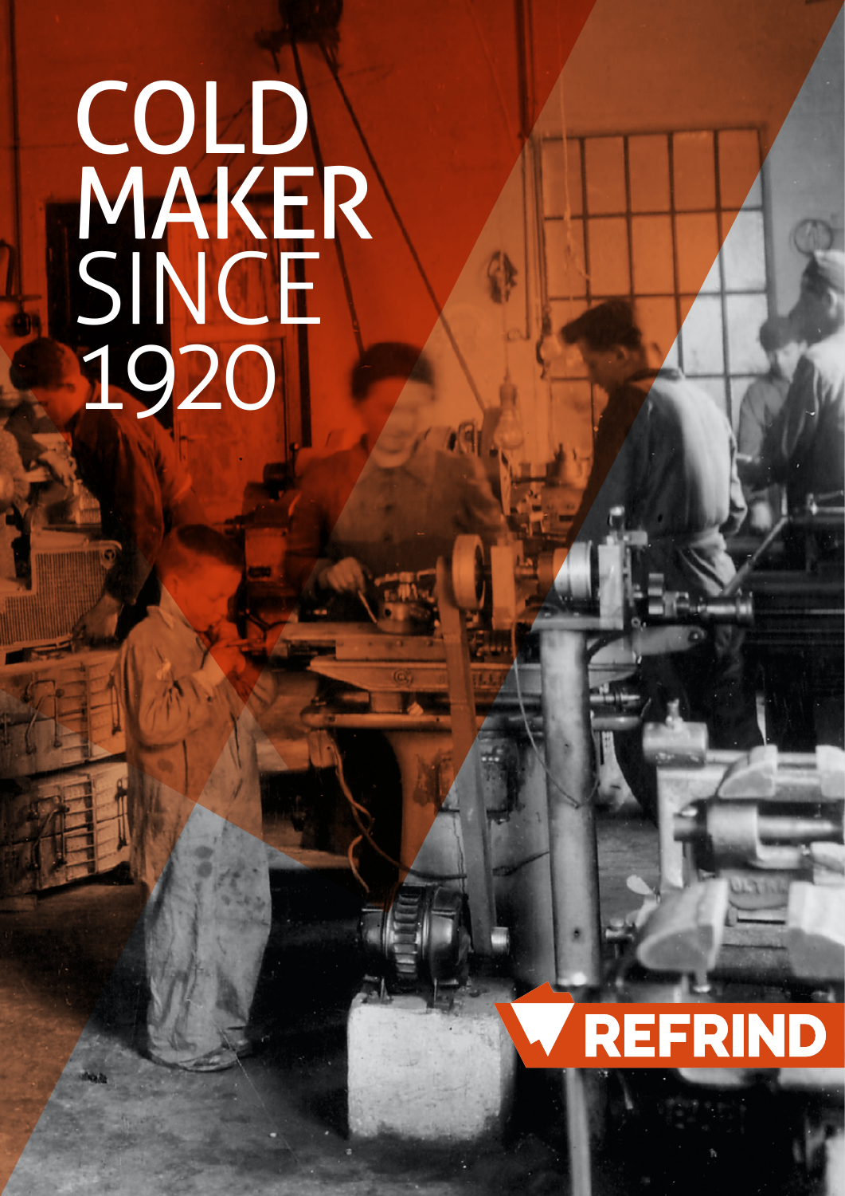# COLD MAKER SINCE 1920

REFRIND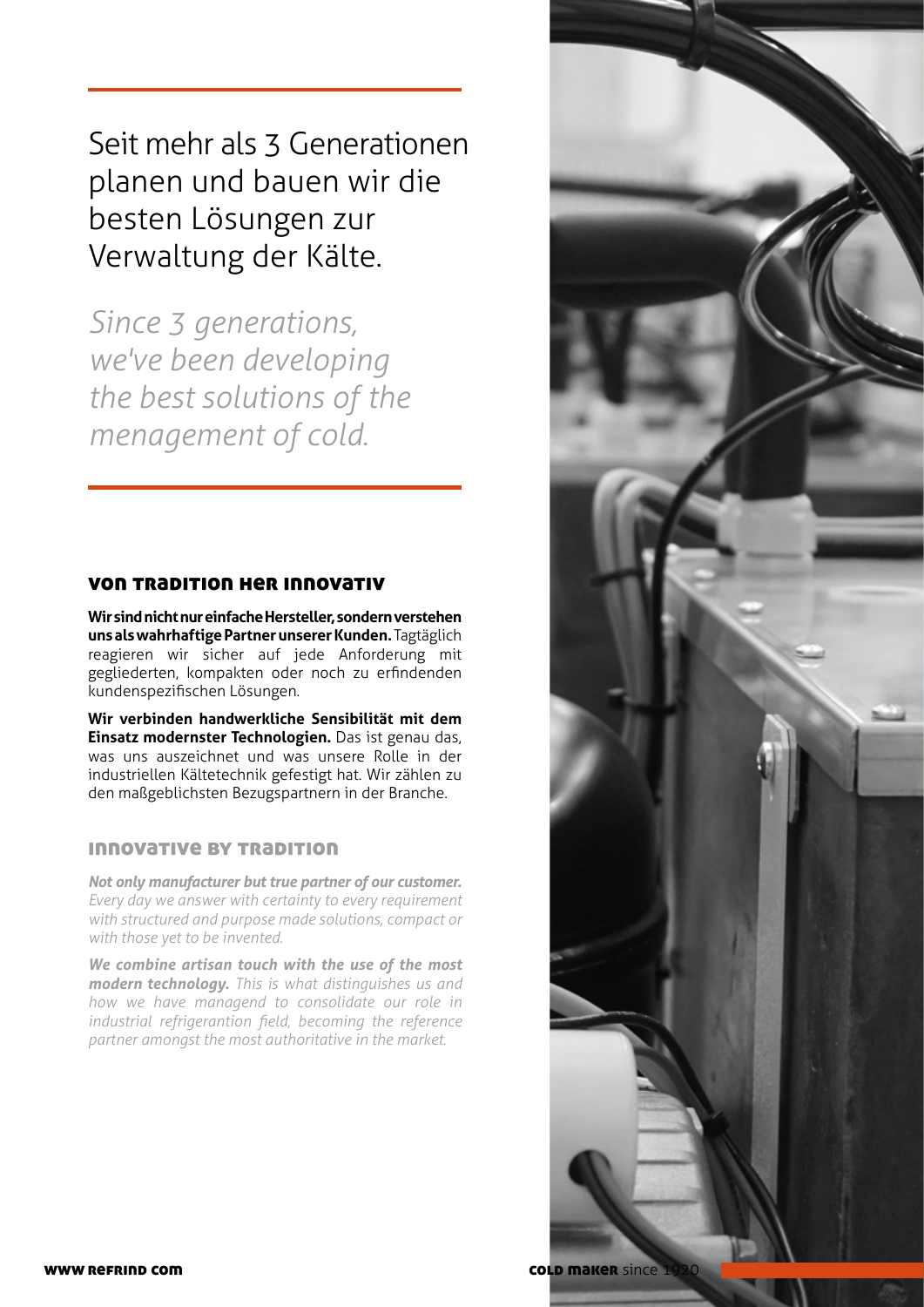Seit mehr als 3 Generationen planen und bauen wir die besten Lösungen zur Verwaltung der Kälte.

*Since 3 generations, we've been developing the best solutions of the menagement of cold.*

## VON TRADITION HER INNOVATIV

**Wir sind nicht nur einfache Hersteller, sondern verstehen uns als wahrhaftige Partner unserer Kunden.** Tagtäglich reagieren wir sicher auf jede Anforderung mit gegliederten, kompakten oder noch zu erfindenden kundenspezifischen Lösungen.

**Wir verbinden handwerkliche Sensibilität mit dem Einsatz modernster Technologien.** Das ist genau das, was uns auszeichnet und was unsere Rolle in der industriellen Kältetechnik gefestigt hat. Wir zählen zu den maßgeblichsten Bezugspartnern in der Branche.

## INNOVATIVE BY TRADITION

***Not only manufacturer but true partner of our customer.*** *Every day we answer with certainty to every requirement with structured and purpose made solutions, compact or with those yet to be invented.*

***We combine artisan touch with the use of the most modern technology.*** *This is what distinguishes us and how we have managend to consolidate our role in industrial refrigerantion field, becoming the reference partner amongst the most authoritative in the market.*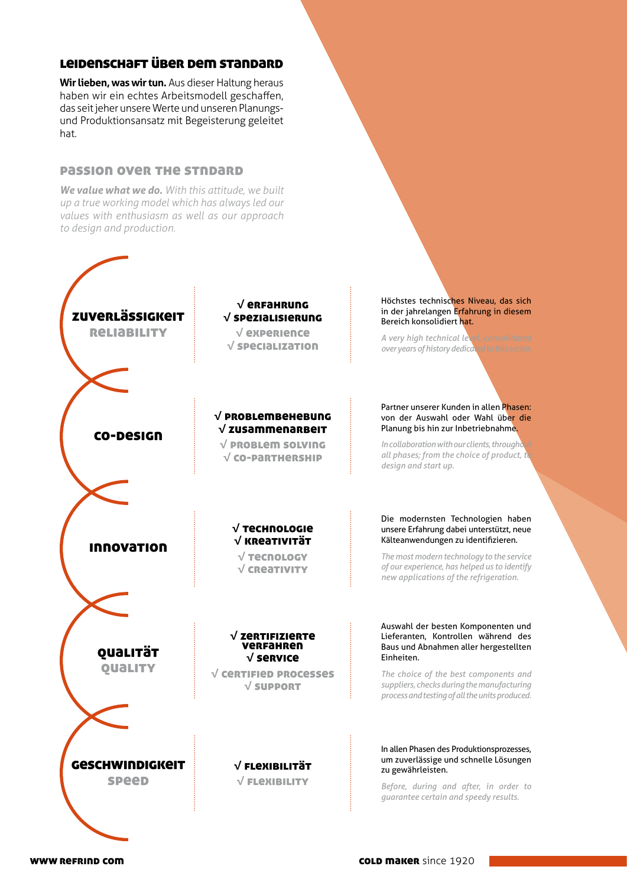## LEIDENSCHAFT ÜBER DEM STANDARD

**Wir lieben, was wir tun.** Aus dieser Haltung heraus haben wir ein echtes Arbeitsmodell geschaffen, das seit jeher unsere Werte und unseren Planungs- und Produktionsansatz mit Begeisterung geleitet hat.

## PASSION OVER THE STNDARD

***We value what we do.*** *With this attitude, we built up a true working model which has always led our values with enthusiasm as well as our approach to design and production.*

### ZUVERLÄSSIGKEIT
### RELIABILITY

√ **ERFAHRUNG**
√ **SPEZIALISIERUNG**
√ EXPERIENCE
√ SPECIALIZATION

Höchstes technisches Niveau, das sich in der jahrelangen Erfahrung in diesem Bereich konsolidiert hat.

*A very high technical level, consolidated over years of history dedicated to this sector.*

### CO-DESIGN

√ **PROBLEMBEHEBUNG**
√ **ZUSAMMENARBEIT**
√ PROBLEM SOLVING
√ CO-PARTNERSHIP

Partner unserer Kunden in allen Phasen: von der Auswahl oder Wahl über die Planung bis hin zur Inbetriebnahme.

*In collaboration with our clients, throughout all phases; from the choice of product, to design and start up.*

### INNOVATION

√ **TECHNOLOGIE**
√ **KREATIVITÄT**
√ TECNOLOGY
√ CREATIVITY

Die modernsten Technologien haben unsere Erfahrung dabei unterstützt, neue Kälteanwendungen zu identifizieren.

*The most modern technology to the service of our experience, has helped us to identify new applications of the refrigeration.*

### QUALITÄT
### QUALITY

√ **ZERTIFIZIERTE VERFAHREN**
√ **SERVICE**
√ CERTIFIED PROCESSES
√ SUPPORT

Auswahl der besten Komponenten und Lieferanten, Kontrollen während des Baus und Abnahmen aller hergestellten Einheiten.

*The choice of the best components and suppliers, checks during the manufacturing process and testing of all the units produced.*

### GESCHWINDIGKEIT
### SPEED

√ **FLEXIBILITÄT**
√ FLEXIBILITY

In allen Phasen des Produktionsprozesses, um zuverlässige und schnelle Lösungen zu gewährleisten.

*Before, during and after, in order to guarantee certain and speedy results.*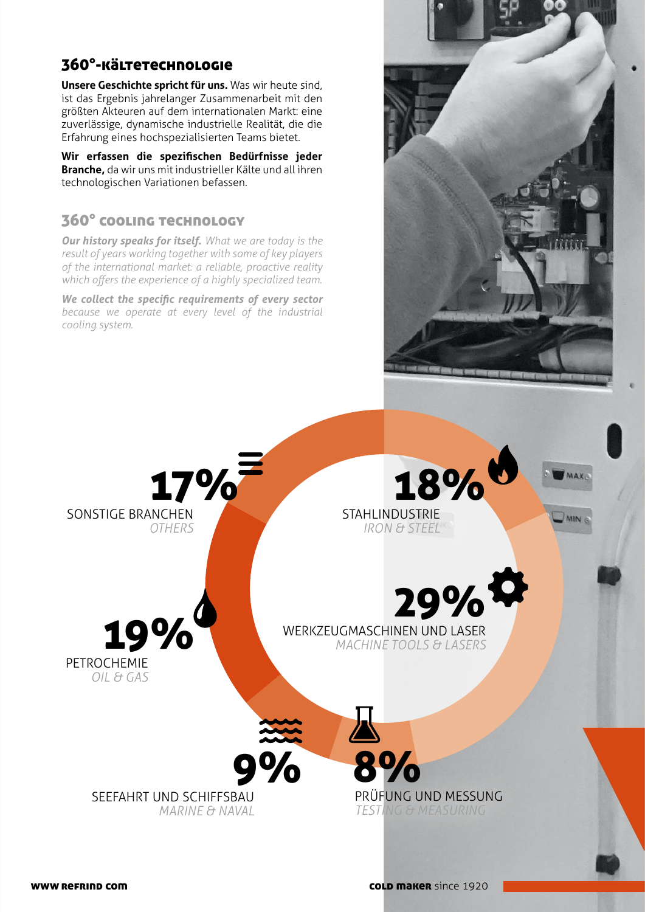## 360°-Kältetechnologie

**Unsere Geschichte spricht für uns.** Was wir heute sind, ist das Ergebnis jahrelanger Zusammenarbeit mit den größten Akteuren auf dem internationalen Markt: eine zuverlässige, dynamische industrielle Realität, die die Erfahrung eines hochspezialisierten Teams bietet.

**Wir erfassen die spezifischen Bedürfnisse jeder Branche,** da wir uns mit industrieller Kälte und all ihren technologischen Variationen befassen.

## 360° cooling technology

***Our history speaks for itself.*** *What we are today is the result of years working together with some of key players of the international market: a reliable, proactive reality which offers the experience of a highly specialized team.*

***We collect the specific requirements of every sector*** *because we operate at every level of the industrial cooling system.*

**17%**
SONSTIGE BRANCHEN
*OTHERS*

**18%**
STAHLINDUSTRIE
*IRON & STEEL*

**19%**
PETROCHEMIE
*OIL & GAS*

**29%**
WERKZEUGMASCHINEN UND LASER
*MACHINE TOOLS & LASERS*

**9%**
SEEFAHRT UND SCHIFFSBAU
*MARINE & NAVAL*

**8%**
PRÜFUNG UND MESSUNG
*TESTING & MEASURING*

www refrind com

**cold maker** since 1920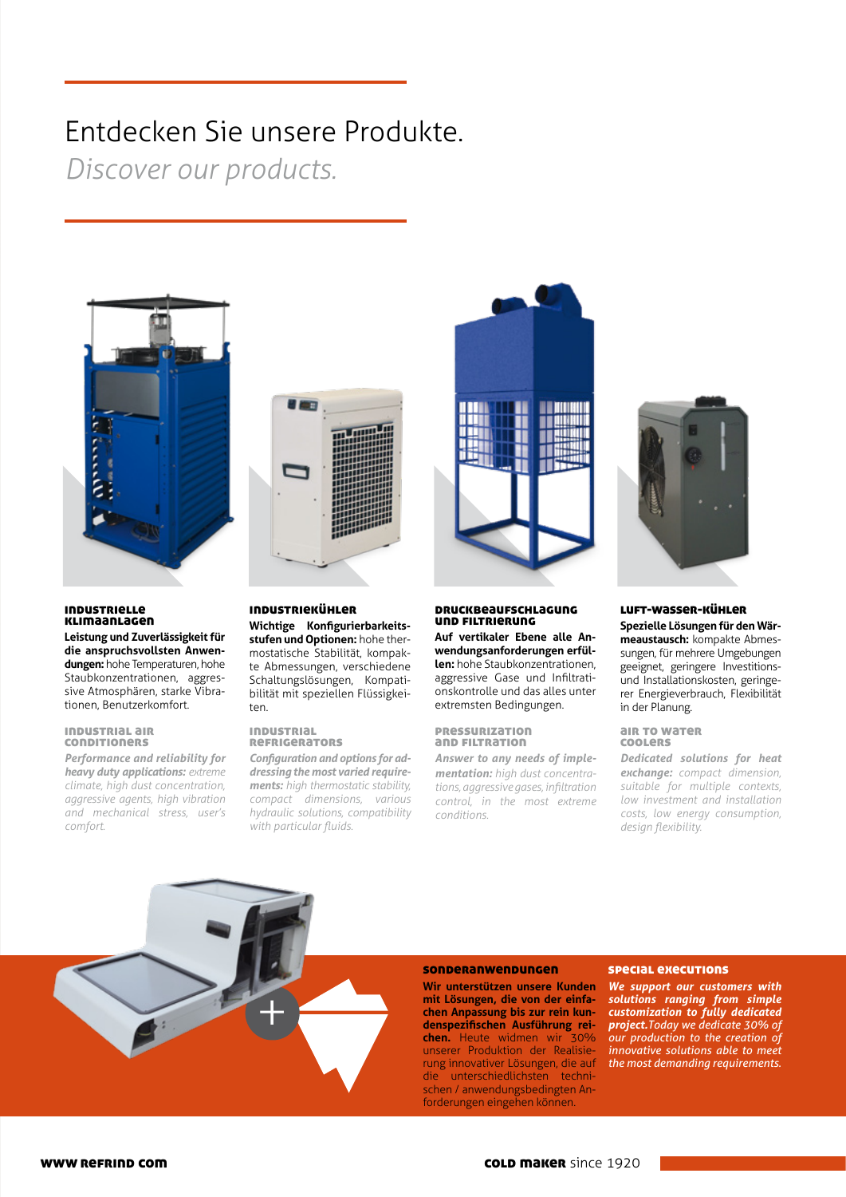# Entdecken Sie unsere Produkte.

*Discover our products.*

### Industrielle Klimaanlagen

**Leistung und Zuverlässigkeit für die anspruchsvollsten Anwendungen:** hohe Temperaturen, hohe Staubkonzentrationen, aggressive Atmosphären, starke Vibrationen, Benutzerkomfort.

### Industrial air conditioners

***Performance and reliability for heavy duty applications:*** *extreme climate, high dust concentration, aggressive agents, high vibration and mechanical stress, user's comfort.*

### Industriekühler

**Wichtige Konfigurierbarkeitsstufen und Optionen:** hohe thermostatische Stabilität, kompakte Abmessungen, verschiedene Schaltungslösungen, Kompatibilität mit speziellen Flüssigkeiten.

### Industrial refrigerators

***Configuration and options for addressing the most varied requirements:*** *high thermostatic stability, compact dimensions, various hydraulic solutions, compatibility with particular fluids.*

### Druckbeaufschlagung und Filtrierung

**Auf vertikaler Ebene alle Anwendungsanforderungen erfüllen:** hohe Staubkonzentrationen, aggressive Gase und Infiltrationskontrolle und das alles unter extremsten Bedingungen.

### Pressurization and filtration

***Answer to any needs of implementation:*** *high dust concentrations, aggressive gases, infiltration control, in the most extreme conditions.*

### Luft-Wasser-Kühler

**Spezielle Lösungen für den Wärmeaustausch:** kompakte Abmessungen, für mehrere Umgebungen geeignet, geringere Investitions- und Installationskosten, geringerer Energieverbrauch, Flexibilität in der Planung.

### Air to water coolers

***Dedicated solutions for heat exchange:*** *compact dimension, suitable for multiple contexts, low investment and installation costs, low energy consumption, design flexibility.*

### Sonderanwendungen

**Wir unterstützen unsere Kunden mit Lösungen, die von der einfachen Anpassung bis zur rein kundenspezifischen Ausführung reichen.** Heute widmen wir 30% unserer Produktion der Realisierung innovativer Lösungen, die auf die unterschiedlichsten technischen / anwendungsbedingten Anforderungen eingehen können.

### Special executions

***We support our customers with solutions ranging from simple customization to fully dedicated project.*** *Today we dedicate 30% of our production to the creation of innovative solutions able to meet the most demanding requirements.*

**www refrind com**

**COLD MAKER** since 1920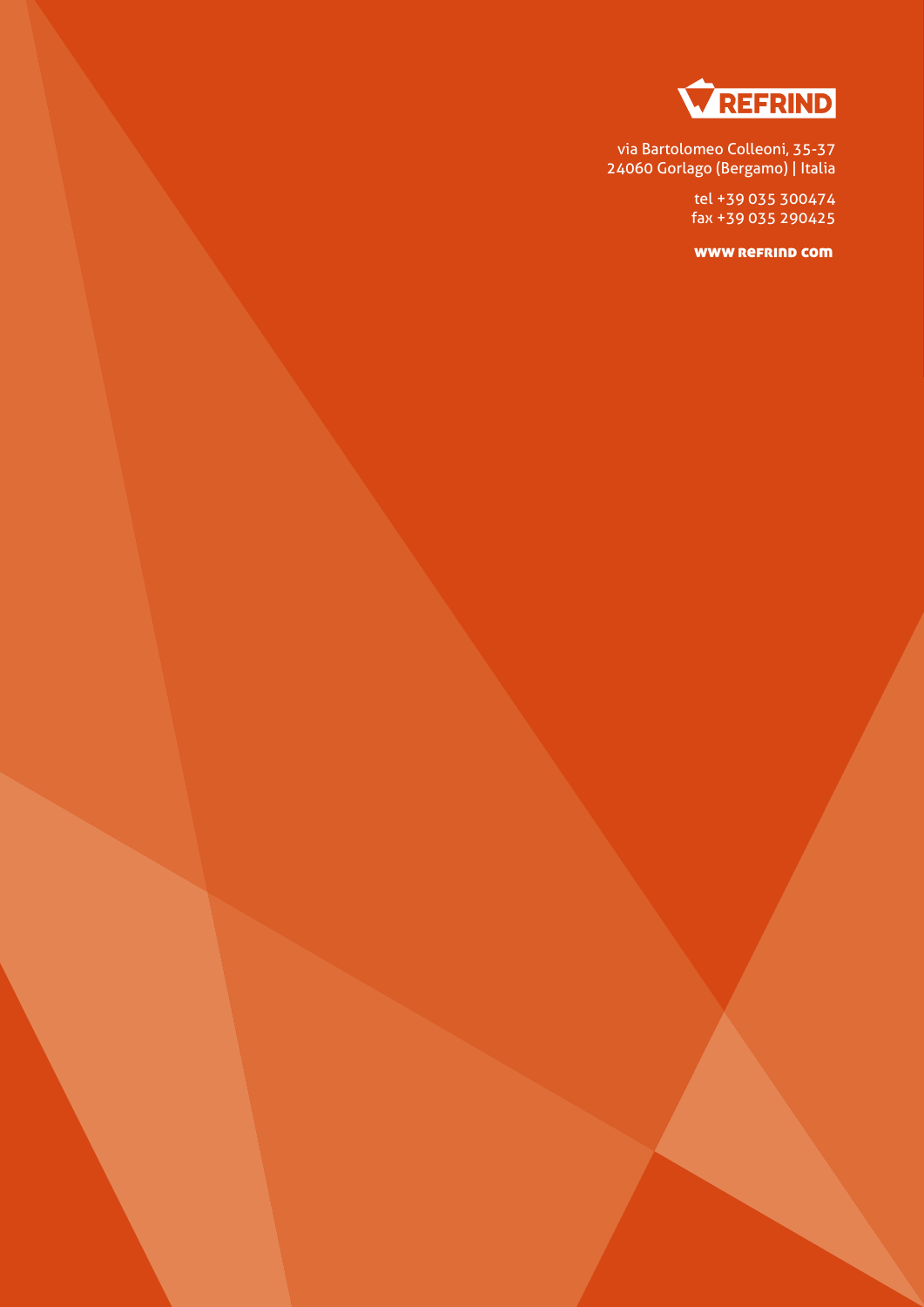REFRIND

via Bartolomeo Colleoni, 35-37
24060 Gorlago (Bergamo) | Italia

tel +39 035 300474
fax +39 035 290425

www.refrind.com